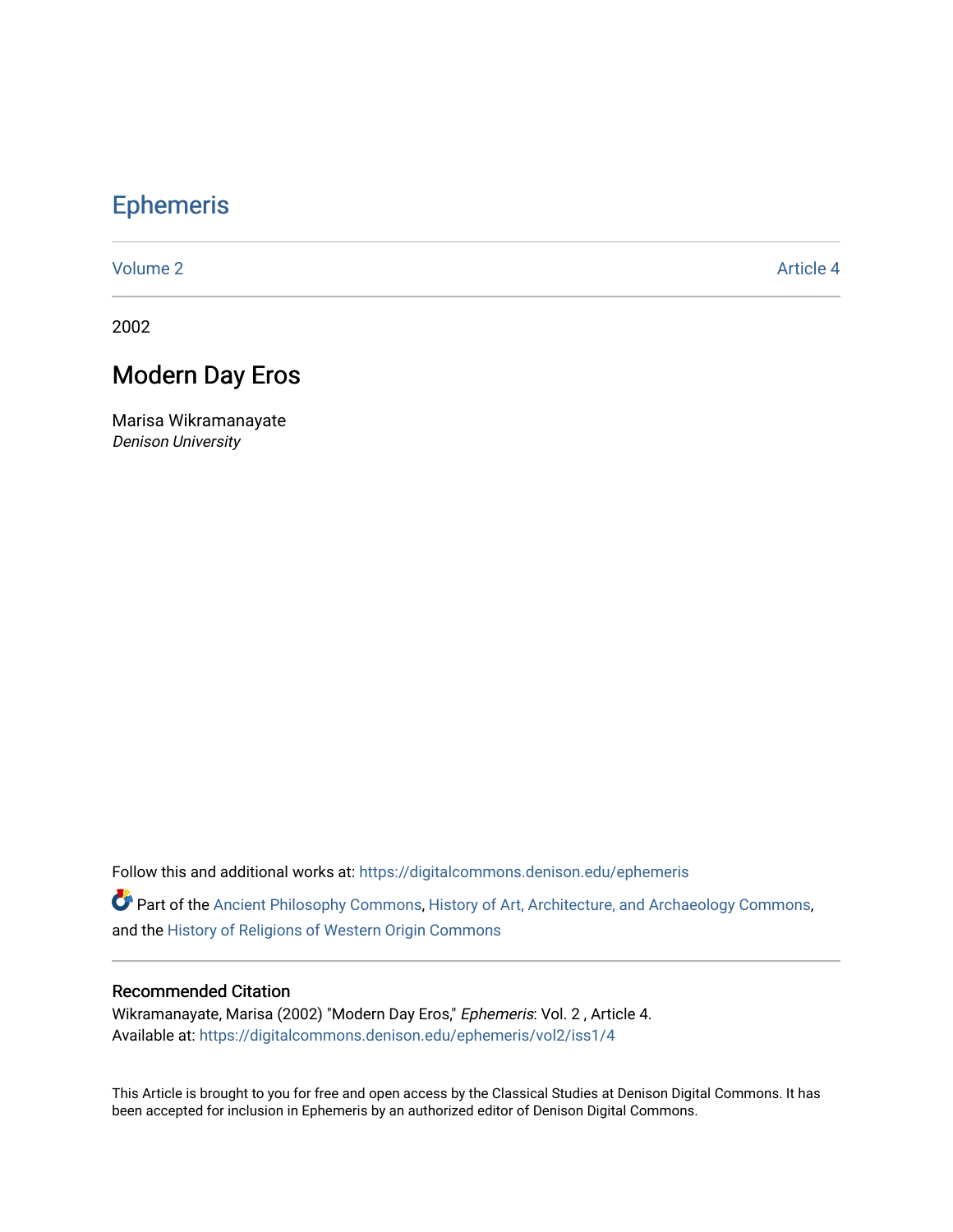# Ephemeris

Volume 2 Article 4

2002

## Modern Day Eros

Marisa Wikramanayate
*Denison University*

Follow this and additional works at: https://digitalcommons.denison.edu/ephemeris

Part of the Ancient Philosophy Commons, History of Art, Architecture, and Archaeology Commons, and the History of Religions of Western Origin Commons

### Recommended Citation

Wikramanayate, Marisa (2002) "Modern Day Eros," *Ephemeris*: Vol. 2 , Article 4.
Available at: https://digitalcommons.denison.edu/ephemeris/vol2/iss1/4

This Article is brought to you for free and open access by the Classical Studies at Denison Digital Commons. It has been accepted for inclusion in Ephemeris by an authorized editor of Denison Digital Commons.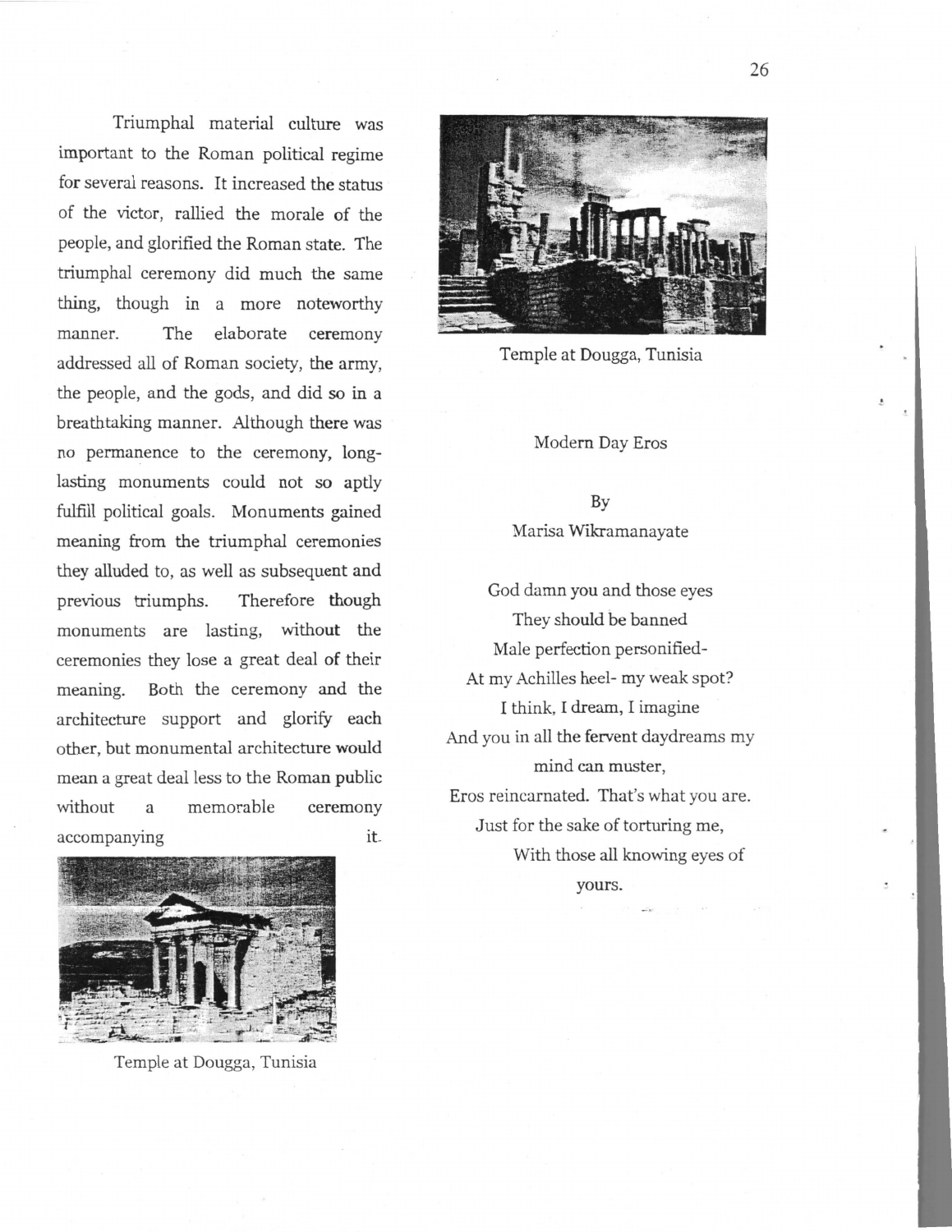Triumphal material culture was important to the Roman political regime for several reasons. It increased the status of the victor, rallied the morale of the people, and glorified the Roman state. The triumphal ceremony did much the same thing, though in a more noteworthy manner. The elaborate ceremony addressed all of Roman society, the army, the people, and the gods, and did so in a breathtaking manner. Although there was no permanence to the ceremony, long-lasting monuments could not so aptly fulfill political goals. Monuments gained meaning from the triumphal ceremonies they alluded to, as well as subsequent and previous triumphs. Therefore though monuments are lasting, without the ceremonies they lose a great deal of their meaning. Both the ceremony and the architecture support and glorify each other, but monumental architecture would mean a great deal less to the Roman public without a memorable ceremony accompanying it.

Temple at Dougga, Tunisia

Temple at Dougga, Tunisia

## Modern Day Eros

By
Marisa Wikramanayate

God damn you and those eyes  
They should be banned  
Male perfection personified-  
At my Achilles heel- my weak spot?  
I think, I dream, I imagine  
And you in all the fervent daydreams my mind can muster,  
Eros reincarnated. That's what you are.  
Just for the sake of torturing me,  
With those all knowing eyes of yours.